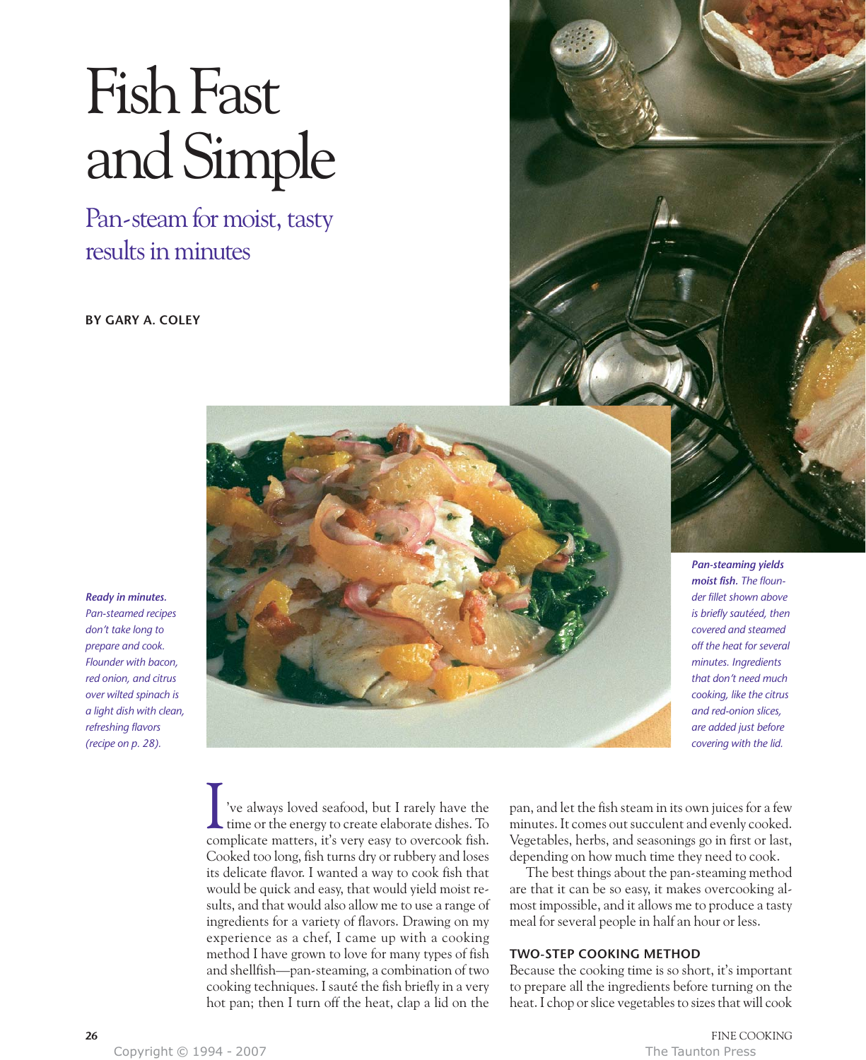# Fish Fast and Simple

## Pan-steam for moist, tasty results in minutes

**BY GARY A. COLEY**

***Ready in minutes.*** *Pan-steamed recipes don't take long to prepare and cook. Flounder with bacon, red onion, and citrus over wilted spinach is a light dish with clean, refreshing flavors (recipe on p. 28).*

***Pan-steaming yields moist fish.*** *The flounder fillet shown above is briefly sautéed, then covered and steamed off the heat for several minutes. Ingredients that don't need much cooking, like the citrus and red-onion slices, are added just before covering with the lid.*

I've always loved seafood, but I rarely have the time or the energy to create elaborate dishes. To complicate matters, it's very easy to overcook fish. Cooked too long, fish turns dry or rubbery and loses its delicate flavor. I wanted a way to cook fish that would be quick and easy, that would yield moist results, and that would also allow me to use a range of ingredients for a variety of flavors. Drawing on my experience as a chef, I came up with a cooking method I have grown to love for many types of fish and shellfish—pan-steaming, a combination of two cooking techniques. I sauté the fish briefly in a very hot pan; then I turn off the heat, clap a lid on the pan, and let the fish steam in its own juices for a few minutes. It comes out succulent and evenly cooked. Vegetables, herbs, and seasonings go in first or last, depending on how much time they need to cook.

The best things about the pan-steaming method are that it can be so easy, it makes overcooking almost impossible, and it allows me to produce a tasty meal for several people in half an hour or less.

### TWO-STEP COOKING METHOD

Because the cooking time is so short, it's important to prepare all the ingredients before turning on the heat. I chop or slice vegetables to sizes that will cook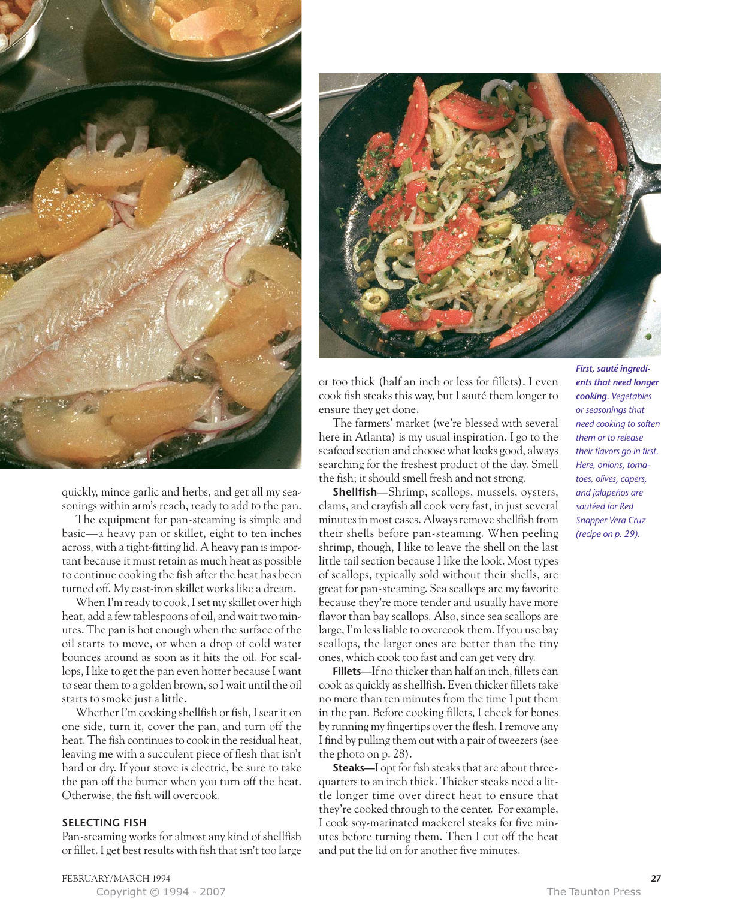quickly, mince garlic and herbs, and get all my seasonings within arm's reach, ready to add to the pan.

The equipment for pan-steaming is simple and basic—a heavy pan or skillet, eight to ten inches across, with a tight-fitting lid. A heavy pan is important because it must retain as much heat as possible to continue cooking the fish after the heat has been turned off. My cast-iron skillet works like a dream.

When I'm ready to cook, I set my skillet over high heat, add a few tablespoons of oil, and wait two minutes. The pan is hot enough when the surface of the oil starts to move, or when a drop of cold water bounces around as soon as it hits the oil. For scallops, I like to get the pan even hotter because I want to sear them to a golden brown, so I wait until the oil starts to smoke just a little.

Whether I'm cooking shellfish or fish, I sear it on one side, turn it, cover the pan, and turn off the heat. The fish continues to cook in the residual heat, leaving me with a succulent piece of flesh that isn't hard or dry. If your stove is electric, be sure to take the pan off the burner when you turn off the heat. Otherwise, the fish will overcook.

### SELECTING FISH

Pan-steaming works for almost any kind of shellfish or fillet. I get best results with fish that isn't too large or too thick (half an inch or less for fillets). I even cook fish steaks this way, but I sauté them longer to ensure they get done.

The farmers' market (we're blessed with several here in Atlanta) is my usual inspiration. I go to the seafood section and choose what looks good, always searching for the freshest product of the day. Smell the fish; it should smell fresh and not strong.

**Shellfish**—Shrimp, scallops, mussels, oysters, clams, and crayfish all cook very fast, in just several minutes in most cases. Always remove shellfish from their shells before pan-steaming. When peeling shrimp, though, I like to leave the shell on the last little tail section because I like the look. Most types of scallops, typically sold without their shells, are great for pan-steaming. Sea scallops are my favorite because they're more tender and usually have more flavor than bay scallops. Also, since sea scallops are large, I'm less liable to overcook them. If you use bay scallops, the larger ones are better than the tiny ones, which cook too fast and can get very dry.

**Fillets**—If no thicker than half an inch, fillets can cook as quickly as shellfish. Even thicker fillets take no more than ten minutes from the time I put them in the pan. Before cooking fillets, I check for bones by running my fingertips over the flesh. I remove any I find by pulling them out with a pair of tweezers (see the photo on p. 28).

**Steaks**—I opt for fish steaks that are about three-quarters to an inch thick. Thicker steaks need a little longer time over direct heat to ensure that they're cooked through to the center. For example, I cook soy-marinated mackerel steaks for five minutes before turning them. Then I cut off the heat and put the lid on for another five minutes.

***First, sauté ingredients that need longer cooking.*** *Vegetables or seasonings that need cooking to soften them or to release their flavors go in first. Here, onions, tomatoes, olives, capers, and jalapeños are sautéed for Red Snapper Vera Cruz (recipe on p. 29).*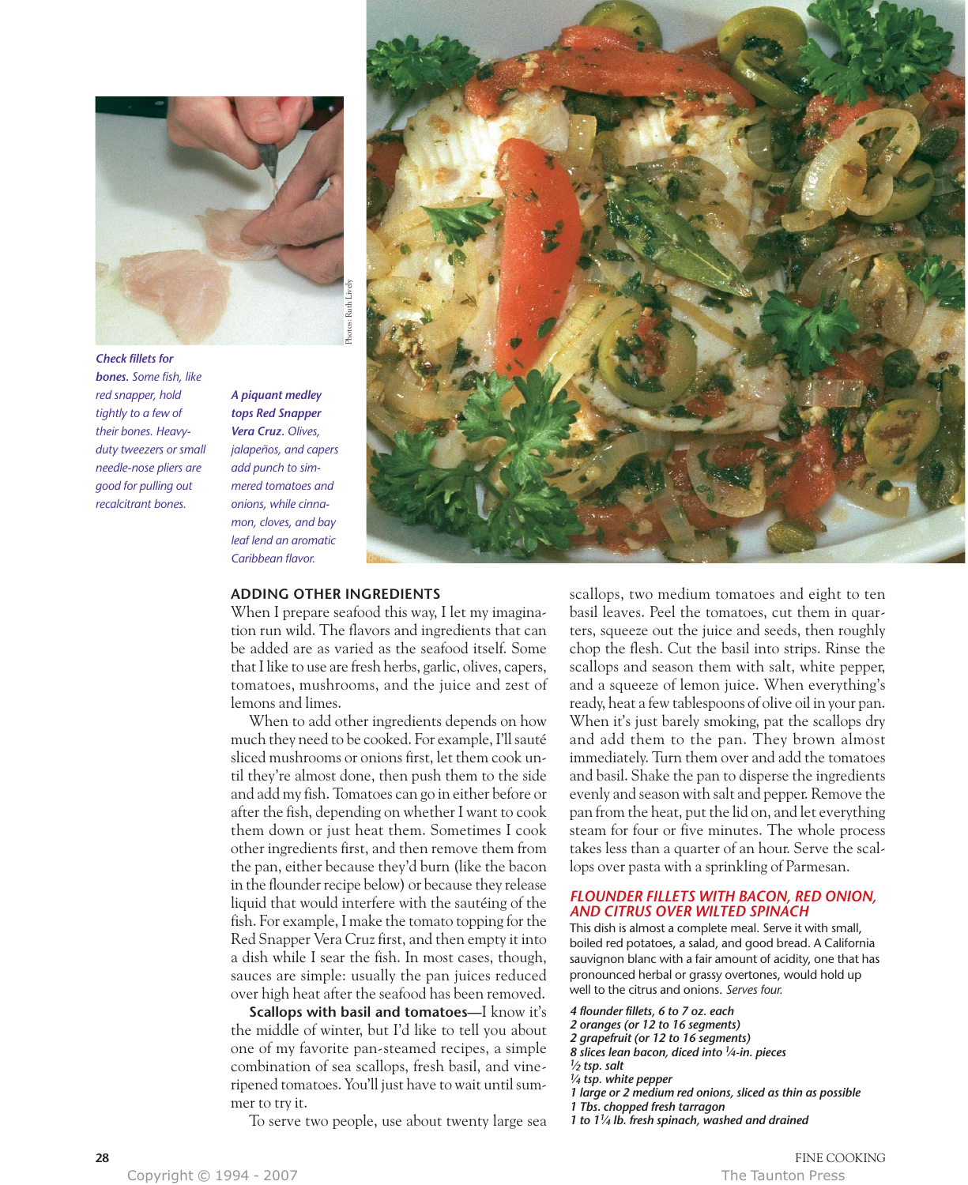***Check fillets for bones.*** *Some fish, like red snapper, hold tightly to a few of their bones. Heavy-duty tweezers or small needle-nose pliers are good for pulling out recalcitrant bones.*

***A piquant medley tops Red Snapper Vera Cruz.*** *Olives, jalapeños, and capers add punch to simmered tomatoes and onions, while cinnamon, cloves, and bay leaf lend an aromatic Caribbean flavor.*

Photos: Ruth Lively

## ADDING OTHER INGREDIENTS

When I prepare seafood this way, I let my imagination run wild. The flavors and ingredients that can be added are as varied as the seafood itself. Some that I like to use are fresh herbs, garlic, olives, capers, tomatoes, mushrooms, and the juice and zest of lemons and limes.

When to add other ingredients depends on how much they need to be cooked. For example, I'll sauté sliced mushrooms or onions first, let them cook until they're almost done, then push them to the side and add my fish. Tomatoes can go in either before or after the fish, depending on whether I want to cook them down or just heat them. Sometimes I cook other ingredients first, and then remove them from the pan, either because they'd burn (like the bacon in the flounder recipe below) or because they release liquid that would interfere with the sautéing of the fish. For example, I make the tomato topping for the Red Snapper Vera Cruz first, and then empty it into a dish while I sear the fish. In most cases, though, sauces are simple: usually the pan juices reduced over high heat after the seafood has been removed.

**Scallops with basil and tomatoes**—I know it's the middle of winter, but I'd like to tell you about one of my favorite pan-steamed recipes, a simple combination of sea scallops, fresh basil, and vine-ripened tomatoes. You'll just have to wait until summer to try it.

To serve two people, use about twenty large sea scallops, two medium tomatoes and eight to ten basil leaves. Peel the tomatoes, cut them in quarters, squeeze out the juice and seeds, then roughly chop the flesh. Cut the basil into strips. Rinse the scallops and season them with salt, white pepper, and a squeeze of lemon juice. When everything's ready, heat a few tablespoons of olive oil in your pan. When it's just barely smoking, pat the scallops dry and add them to the pan. They brown almost immediately. Turn them over and add the tomatoes and basil. Shake the pan to disperse the ingredients evenly and season with salt and pepper. Remove the pan from the heat, put the lid on, and let everything steam for four or five minutes. The whole process takes less than a quarter of an hour. Serve the scallops over pasta with a sprinkling of Parmesan.

## FLOUNDER FILLETS WITH BACON, RED ONION, AND CITRUS OVER WILTED SPINACH

This dish is almost a complete meal. Serve it with small, boiled red potatoes, a salad, and good bread. A California sauvignon blanc with a fair amount of acidity, one that has pronounced herbal or grassy overtones, would hold up well to the citrus and onions. *Serves four.*

***4 flounder fillets, 6 to 7 oz. each***
***2 oranges (or 12 to 16 segments)***
***2 grapefruit (or 12 to 16 segments)***
***8 slices lean bacon, diced into ¼-in. pieces***
***½ tsp. salt***
***¼ tsp. white pepper***
***1 large or 2 medium red onions, sliced as thin as possible***
***1 Tbs. chopped fresh tarragon***
***1 to 1¼ lb. fresh spinach, washed and drained***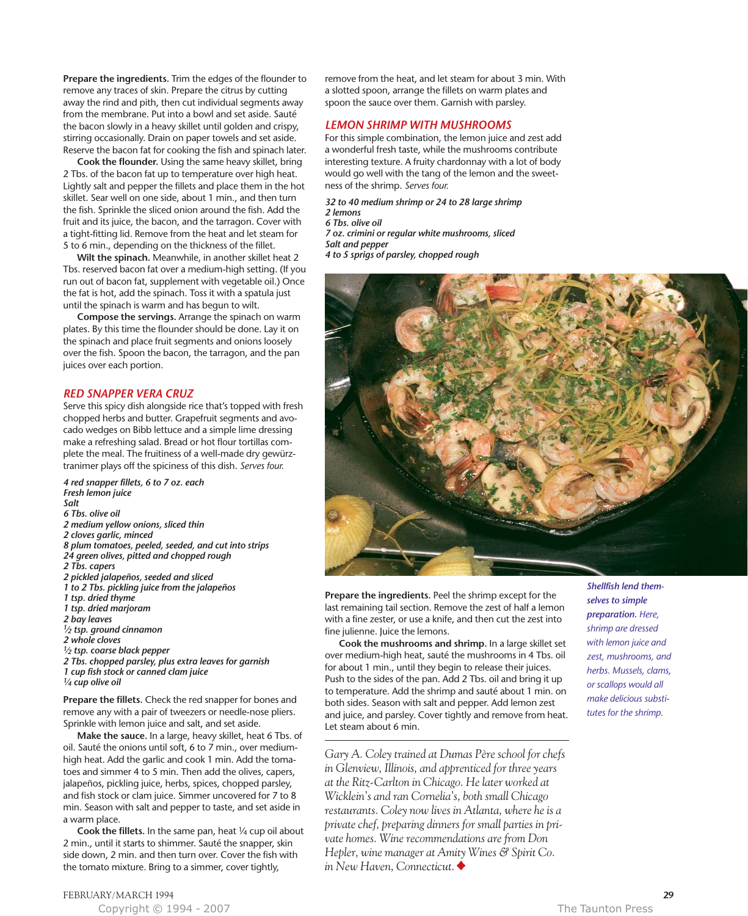**Prepare the ingredients.** Trim the edges of the flounder to remove any traces of skin. Prepare the citrus by cutting away the rind and pith, then cut individual segments away from the membrane. Put into a bowl and set aside. Sauté the bacon slowly in a heavy skillet until golden and crispy, stirring occasionally. Drain on paper towels and set aside. Reserve the bacon fat for cooking the fish and spinach later.

**Cook the flounder.** Using the same heavy skillet, bring 2 Tbs. of the bacon fat up to temperature over high heat. Lightly salt and pepper the fillets and place them in the hot skillet. Sear well on one side, about 1 min., and then turn the fish. Sprinkle the sliced onion around the fish. Add the fruit and its juice, the bacon, and the tarragon. Cover with a tight-fitting lid. Remove from the heat and let steam for 5 to 6 min., depending on the thickness of the fillet.

**Wilt the spinach.** Meanwhile, in another skillet heat 2 Tbs. reserved bacon fat over a medium-high setting. (If you run out of bacon fat, supplement with vegetable oil.) Once the fat is hot, add the spinach. Toss it with a spatula just until the spinach is warm and has begun to wilt.

**Compose the servings.** Arrange the spinach on warm plates. By this time the flounder should be done. Lay it on the spinach and place fruit segments and onions loosely over the fish. Spoon the bacon, the tarragon, and the pan juices over each portion.

## RED SNAPPER VERA CRUZ

Serve this spicy dish alongside rice that's topped with fresh chopped herbs and butter. Grapefruit segments and avocado wedges on Bibb lettuce and a simple lime dressing make a refreshing salad. Bread or hot flour tortillas complete the meal. The fruitiness of a well-made dry gewürztraminer plays off the spiciness of this dish. *Serves four.*

***4 red snapper fillets, 6 to 7 oz. each***
***Fresh lemon juice***
***Salt***
***6 Tbs. olive oil***
***2 medium yellow onions, sliced thin***
***2 cloves garlic, minced***
***8 plum tomatoes, peeled, seeded, and cut into strips***
***24 green olives, pitted and chopped rough***
***2 Tbs. capers***
***2 pickled jalapeños, seeded and sliced***
***1 to 2 Tbs. pickling juice from the jalapeños***
***1 tsp. dried thyme***
***1 tsp. dried marjoram***
***2 bay leaves***
***½ tsp. ground cinnamon***
***2 whole cloves***
***½ tsp. coarse black pepper***
***2 Tbs. chopped parsley, plus extra leaves for garnish***
***1 cup fish stock or canned clam juice***
***¼ cup olive oil***

**Prepare the fillets.** Check the red snapper for bones and remove any with a pair of tweezers or needle-nose pliers. Sprinkle with lemon juice and salt, and set aside.

**Make the sauce.** In a large, heavy skillet, heat 6 Tbs. of oil. Sauté the onions until soft, 6 to 7 min., over medium-high heat. Add the garlic and cook 1 min. Add the tomatoes and simmer 4 to 5 min. Then add the olives, capers, jalapeños, pickling juice, herbs, spices, chopped parsley, and fish stock or clam juice. Simmer uncovered for 7 to 8 min. Season with salt and pepper to taste, and set aside in a warm place.

**Cook the fillets.** In the same pan, heat ¼ cup oil about 2 min., until it starts to shimmer. Sauté the snapper, skin side down, 2 min. and then turn over. Cover the fish with the tomato mixture. Bring to a simmer, cover tightly, remove from the heat, and let steam for about 3 min. With a slotted spoon, arrange the fillets on warm plates and spoon the sauce over them. Garnish with parsley.

## LEMON SHRIMP WITH MUSHROOMS

For this simple combination, the lemon juice and zest add a wonderful fresh taste, while the mushrooms contribute interesting texture. A fruity chardonnay with a lot of body would go well with the tang of the lemon and the sweetness of the shrimp. *Serves four.*

***32 to 40 medium shrimp or 24 to 28 large shrimp***
***2 lemons***
***6 Tbs. olive oil***
***7 oz. crimini or regular white mushrooms, sliced***
***Salt and pepper***
***4 to 5 sprigs of parsley, chopped rough***

***Shellfish lend themselves to simple preparation.*** *Here, shrimp are dressed with lemon juice and zest, mushrooms, and herbs. Mussels, clams, or scallops would all make delicious substitutes for the shrimp.*

**Prepare the ingredients.** Peel the shrimp except for the last remaining tail section. Remove the zest of half a lemon with a fine zester, or use a knife, and then cut the zest into fine julienne. Juice the lemons.

**Cook the mushrooms and shrimp.** In a large skillet set over medium-high heat, sauté the mushrooms in 4 Tbs. oil for about 1 min., until they begin to release their juices. Push to the sides of the pan. Add 2 Tbs. oil and bring it up to temperature. Add the shrimp and sauté about 1 min. on both sides. Season with salt and pepper. Add lemon zest and juice, and parsley. Cover tightly and remove from heat. Let steam about 6 min.

---

*Gary A. Coley trained at Dumas Père school for chefs in Glenview, Illinois, and apprenticed for three years at the Ritz-Carlton in Chicago. He later worked at Wicklein's and ran Cornelia's, both small Chicago restaurants. Coley now lives in Atlanta, where he is a private chef, preparing dinners for small parties in private homes. Wine recommendations are from Don Hepler, wine manager at Amity Wines & Spirit Co. in New Haven, Connecticut.* ◆